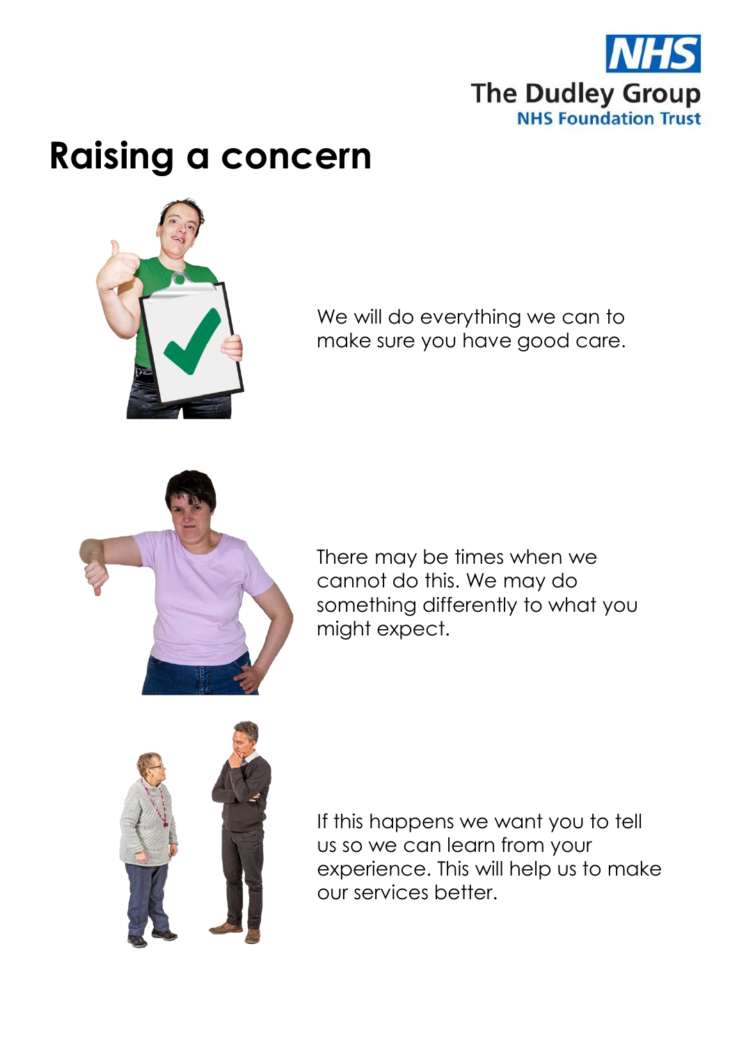NHS
The Dudley Group
NHS Foundation Trust

# Raising a concern

We will do everything we can to make sure you have good care.

There may be times when we cannot do this. We may do something differently to what you might expect.

If this happens we want you to tell us so we can learn from your experience. This will help us to make our services better.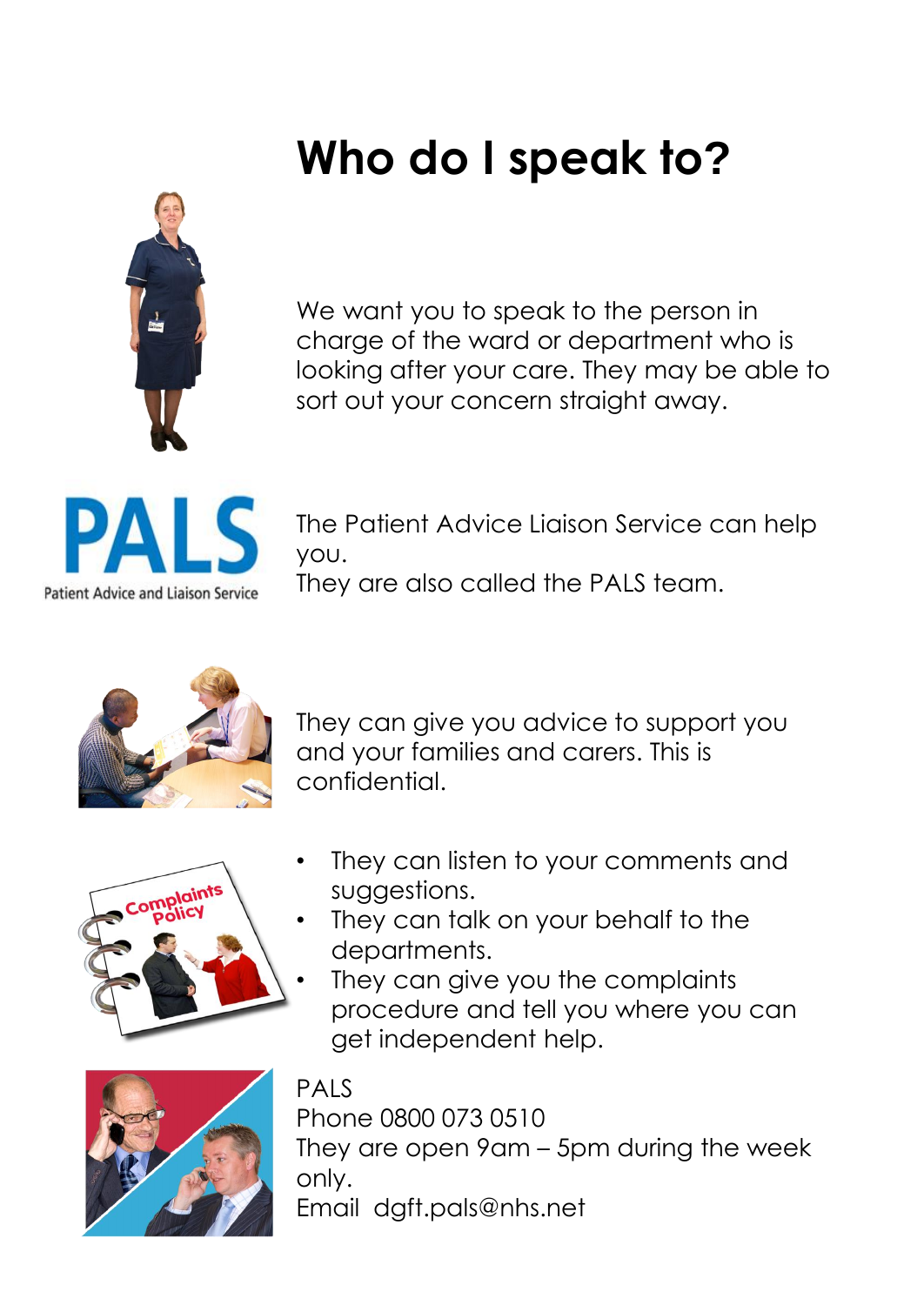# Who do I speak to?

We want you to speak to the person in charge of the ward or department who is looking after your care. They may be able to sort out your concern straight away.

The Patient Advice Liaison Service can help you.
They are also called the PALS team.

They can give you advice to support you and your families and carers. This is confidential.

- They can listen to your comments and suggestions.
- They can talk on your behalf to the departments.
- They can give you the complaints procedure and tell you where you can get independent help.

PALS
Phone 0800 073 0510
They are open 9am – 5pm during the week only.
Email dgft.pals@nhs.net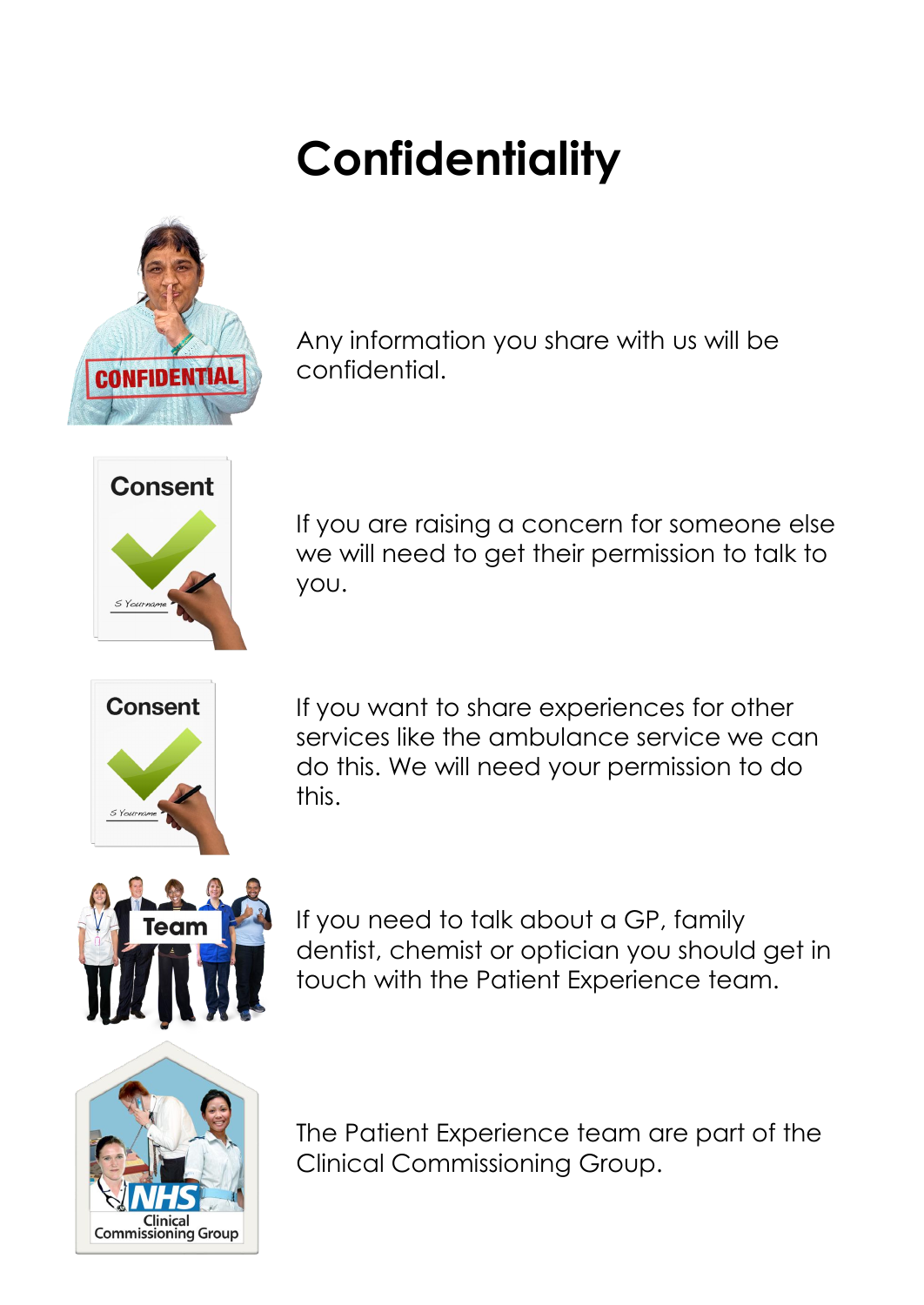# Confidentiality

Any information you share with us will be confidential.

If you are raising a concern for someone else we will need to get their permission to talk to you.

If you want to share experiences for other services like the ambulance service we can do this. We will need your permission to do this.

If you need to talk about a GP, family dentist, chemist or optician you should get in touch with the Patient Experience team.

The Patient Experience team are part of the Clinical Commissioning Group.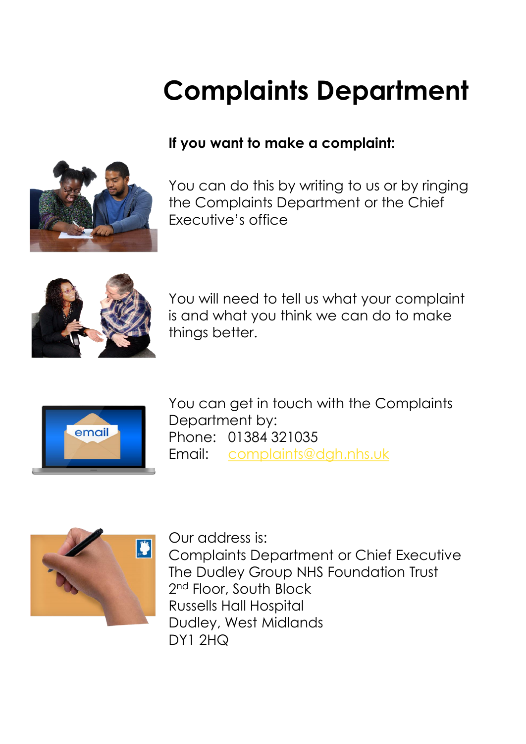# Complaints Department

**If you want to make a complaint:**

You can do this by writing to us or by ringing the Complaints Department or the Chief Executive's office

You will need to tell us what your complaint is and what you think we can do to make things better.

You can get in touch with the Complaints Department by:
Phone: 01384 321035
Email: complaints@dgh.nhs.uk

Our address is:
Complaints Department or Chief Executive
The Dudley Group NHS Foundation Trust
2nd Floor, South Block
Russells Hall Hospital
Dudley, West Midlands
DY1 2HQ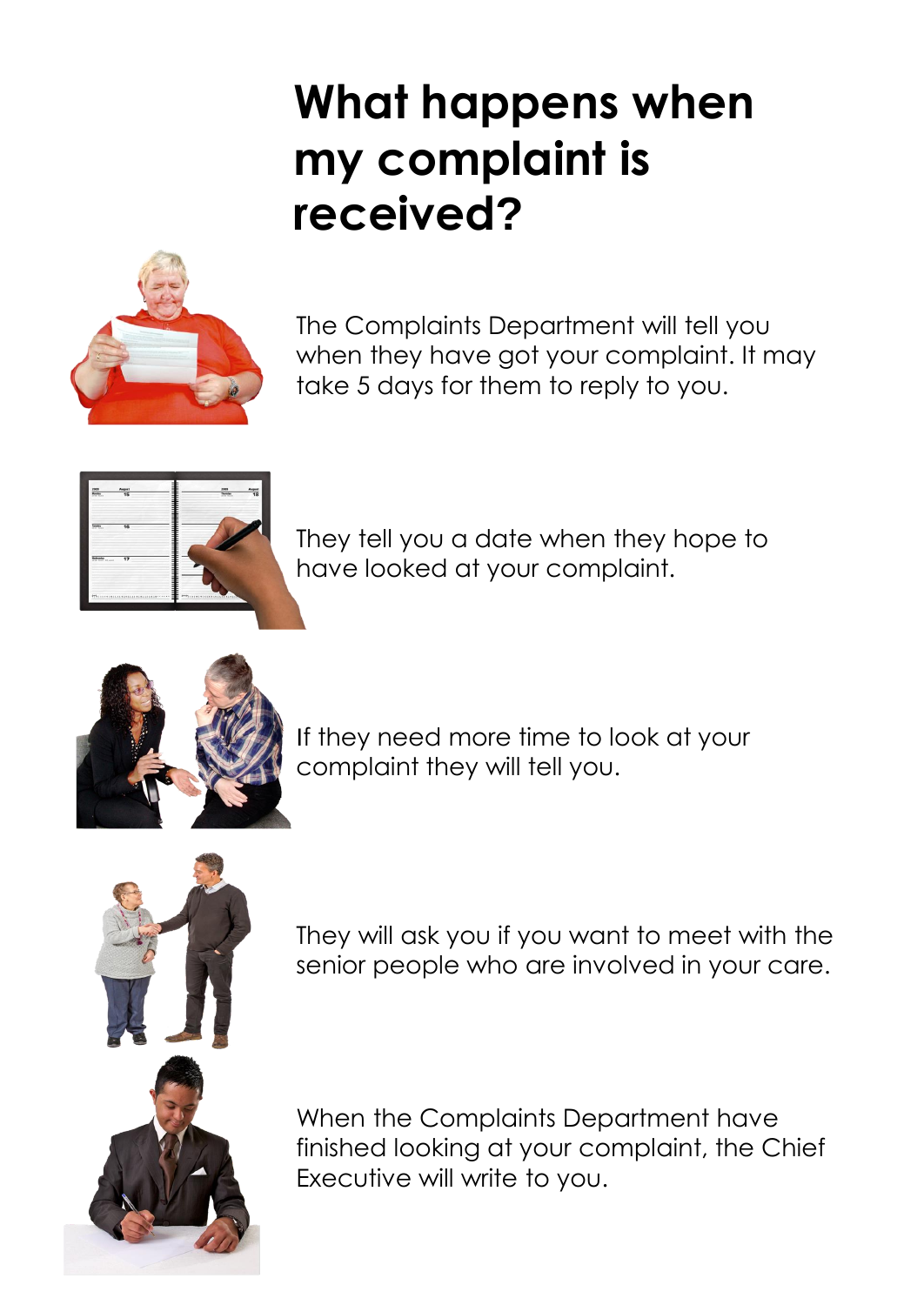# What happens when my complaint is received?

The Complaints Department will tell you when they have got your complaint. It may take 5 days for them to reply to you.

They tell you a date when they hope to have looked at your complaint.

If they need more time to look at your complaint they will tell you.

They will ask you if you want to meet with the senior people who are involved in your care.

When the Complaints Department have finished looking at your complaint, the Chief Executive will write to you.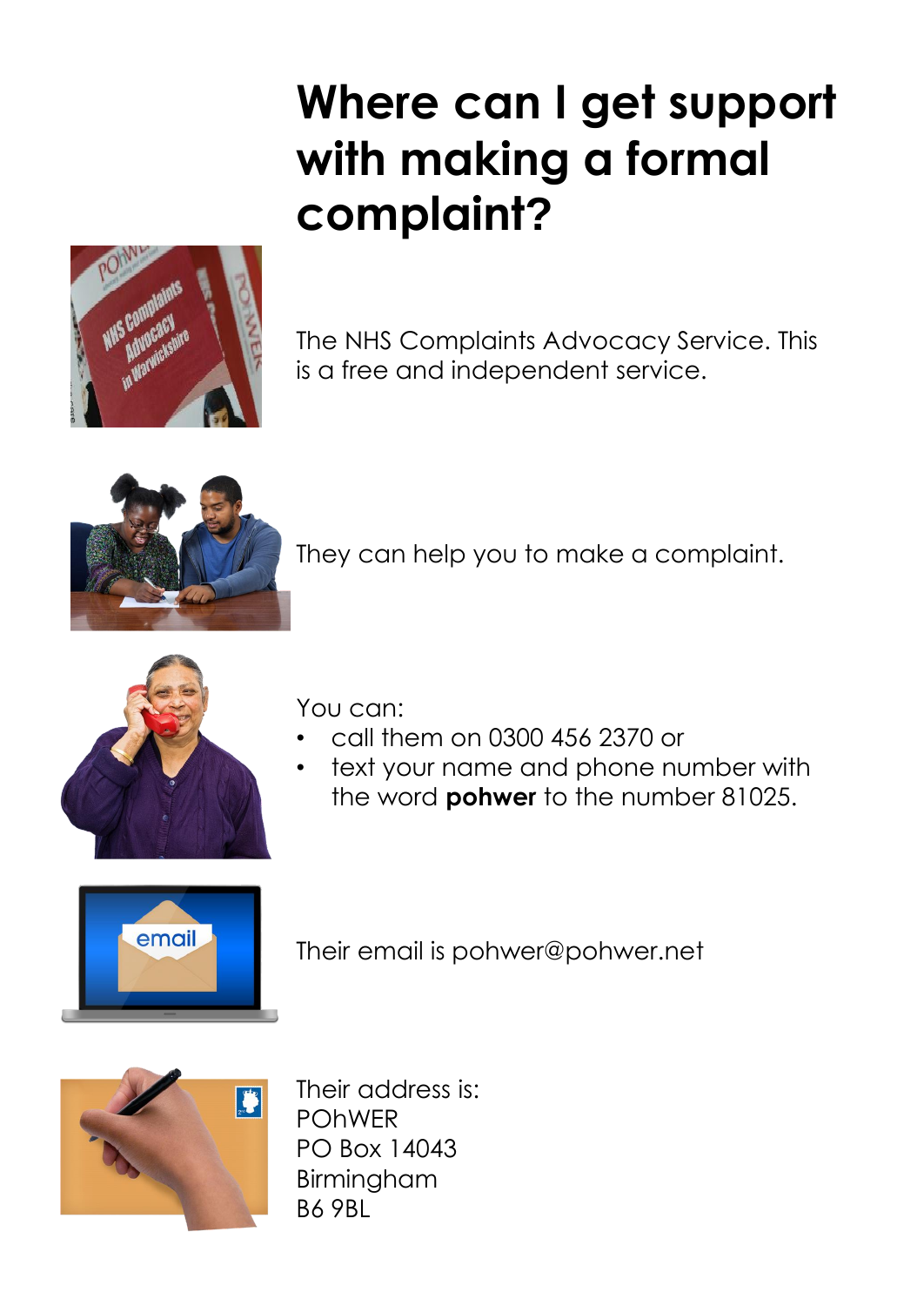# Where can I get support with making a formal complaint?

The NHS Complaints Advocacy Service. This is a free and independent service.

They can help you to make a complaint.

You can:

- call them on 0300 456 2370 or
- text your name and phone number with the word **pohwer** to the number 81025.

Their email is pohwer@pohwer.net

Their address is:
POhWER
PO Box 14043
Birmingham
B6 9BL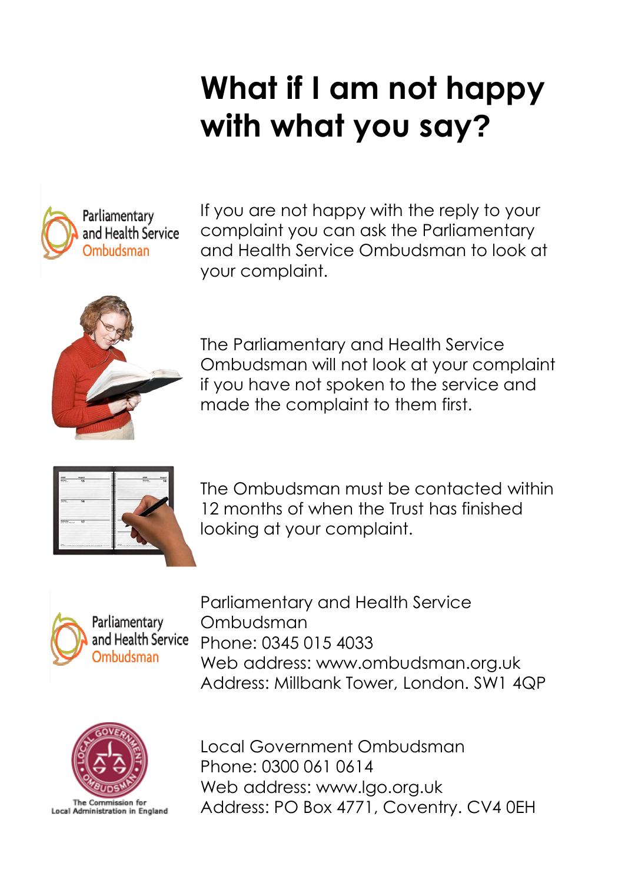# What if I am not happy with what you say?

If you are not happy with the reply to your complaint you can ask the Parliamentary and Health Service Ombudsman to look at your complaint.

The Parliamentary and Health Service Ombudsman will not look at your complaint if you have not spoken to the service and made the complaint to them first.

The Ombudsman must be contacted within 12 months of when the Trust has finished looking at your complaint.

Parliamentary and Health Service Ombudsman
Phone: 0345 015 4033
Web address: www.ombudsman.org.uk
Address: Millbank Tower, London. SW1 4QP

Local Government Ombudsman
Phone: 0300 061 0614
Web address: www.lgo.org.uk
Address: PO Box 4771, Coventry. CV4 0EH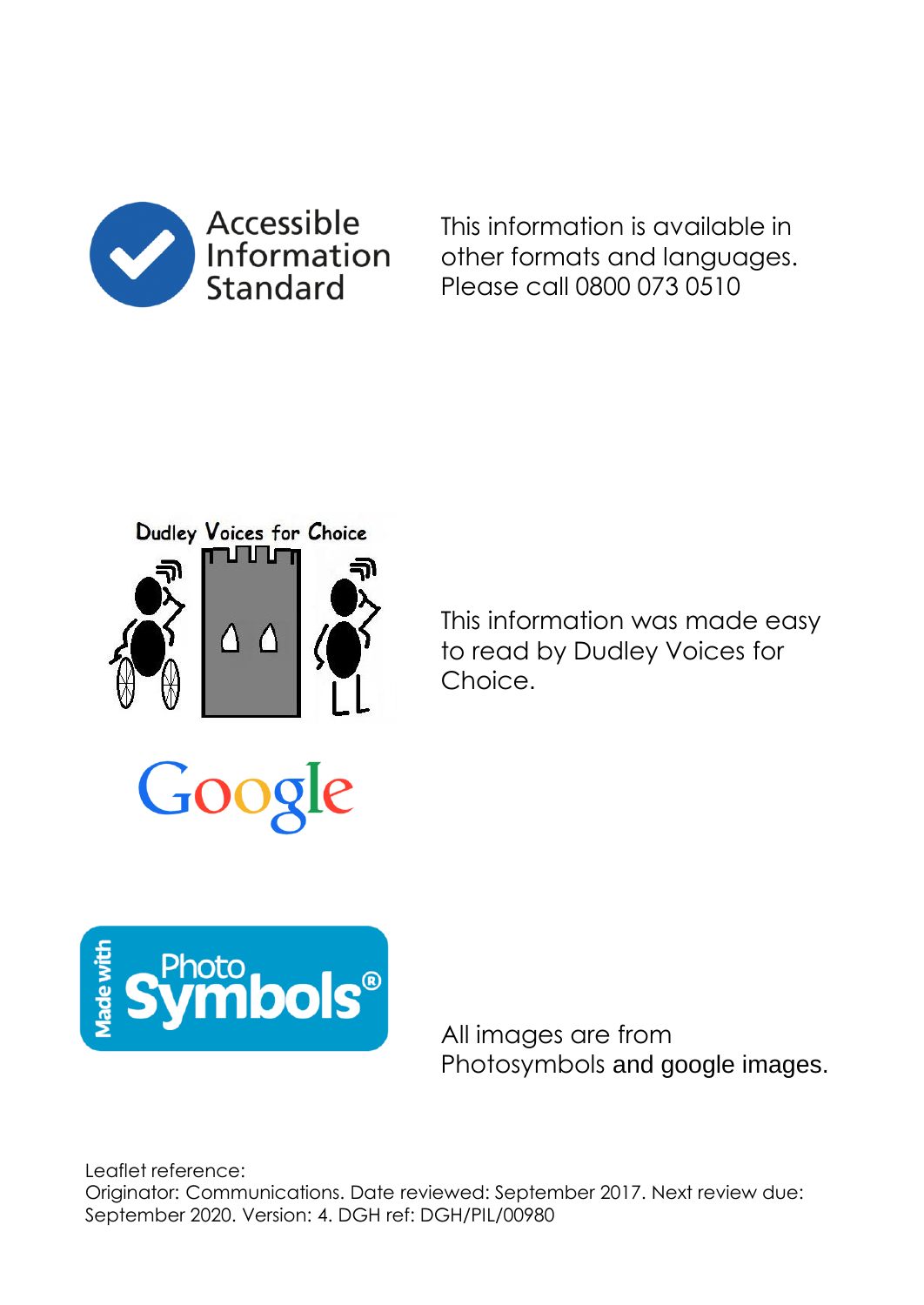Accessible Information Standard

This information is available in other formats and languages. Please call 0800 073 0510

Dudley Voices for Choice

This information was made easy to read by Dudley Voices for Choice.

Google

Made with Photo Symbols®

All images are from Photosymbols and google images.

Leaflet reference:
Originator: Communications. Date reviewed: September 2017. Next review due: September 2020. Version: 4. DGH ref: DGH/PIL/00980